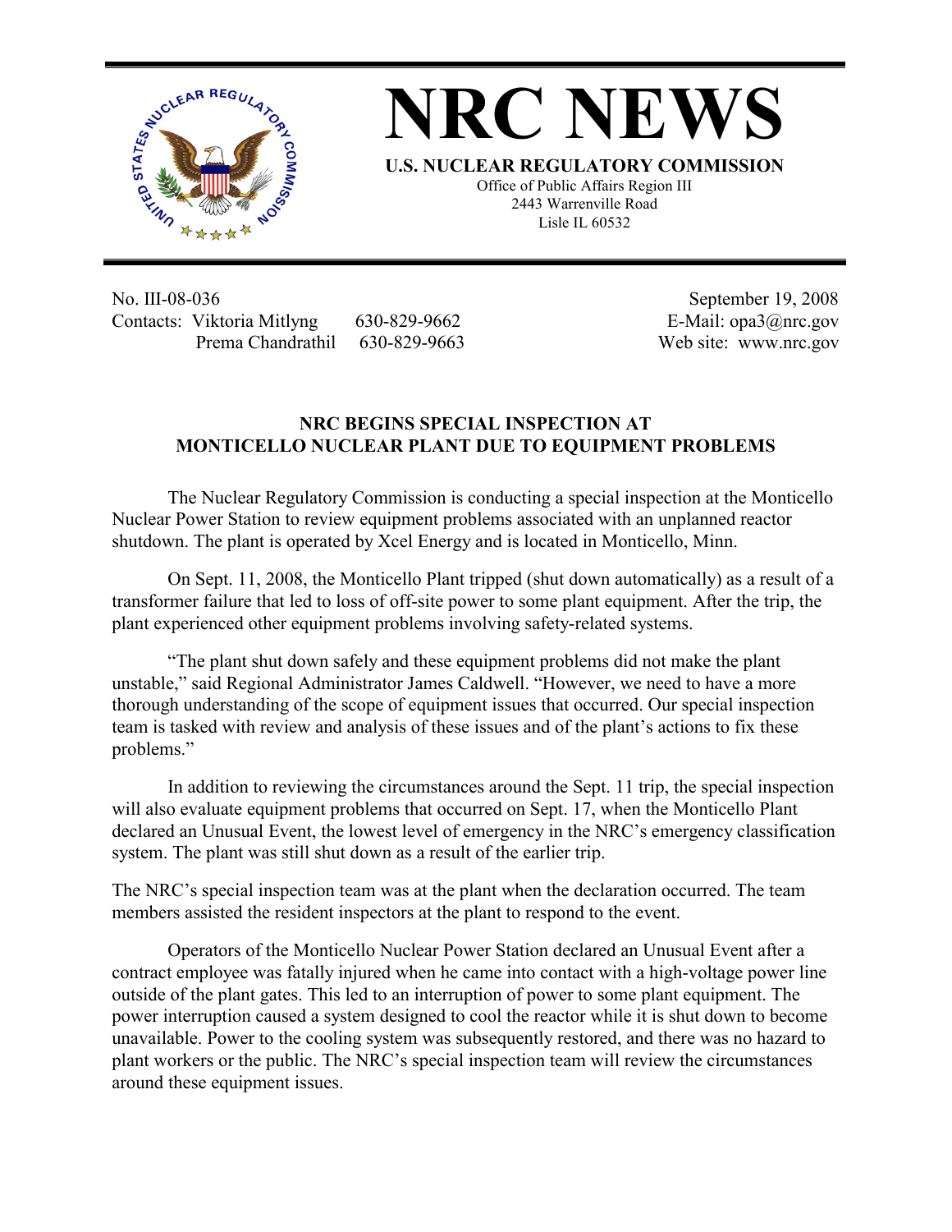# NRC NEWS

**U.S. NUCLEAR REGULATORY COMMISSION**

Office of Public Affairs Region III
2443 Warrenville Road
Lisle IL 60532

No. III-08-036
Contacts: Viktoria Mitlyng 630-829-9662
Prema Chandrathil 630-829-9663

September 19, 2008
E-Mail: opa3@nrc.gov
Web site: www.nrc.gov

## NRC BEGINS SPECIAL INSPECTION AT MONTICELLO NUCLEAR PLANT DUE TO EQUIPMENT PROBLEMS

The Nuclear Regulatory Commission is conducting a special inspection at the Monticello Nuclear Power Station to review equipment problems associated with an unplanned reactor shutdown. The plant is operated by Xcel Energy and is located in Monticello, Minn.

On Sept. 11, 2008, the Monticello Plant tripped (shut down automatically) as a result of a transformer failure that led to loss of off-site power to some plant equipment. After the trip, the plant experienced other equipment problems involving safety-related systems.

"The plant shut down safely and these equipment problems did not make the plant unstable," said Regional Administrator James Caldwell. "However, we need to have a more thorough understanding of the scope of equipment issues that occurred. Our special inspection team is tasked with review and analysis of these issues and of the plant's actions to fix these problems."

In addition to reviewing the circumstances around the Sept. 11 trip, the special inspection will also evaluate equipment problems that occurred on Sept. 17, when the Monticello Plant declared an Unusual Event, the lowest level of emergency in the NRC's emergency classification system. The plant was still shut down as a result of the earlier trip.

The NRC's special inspection team was at the plant when the declaration occurred. The team members assisted the resident inspectors at the plant to respond to the event.

Operators of the Monticello Nuclear Power Station declared an Unusual Event after a contract employee was fatally injured when he came into contact with a high-voltage power line outside of the plant gates. This led to an interruption of power to some plant equipment. The power interruption caused a system designed to cool the reactor while it is shut down to become unavailable. Power to the cooling system was subsequently restored, and there was no hazard to plant workers or the public. The NRC's special inspection team will review the circumstances around these equipment issues.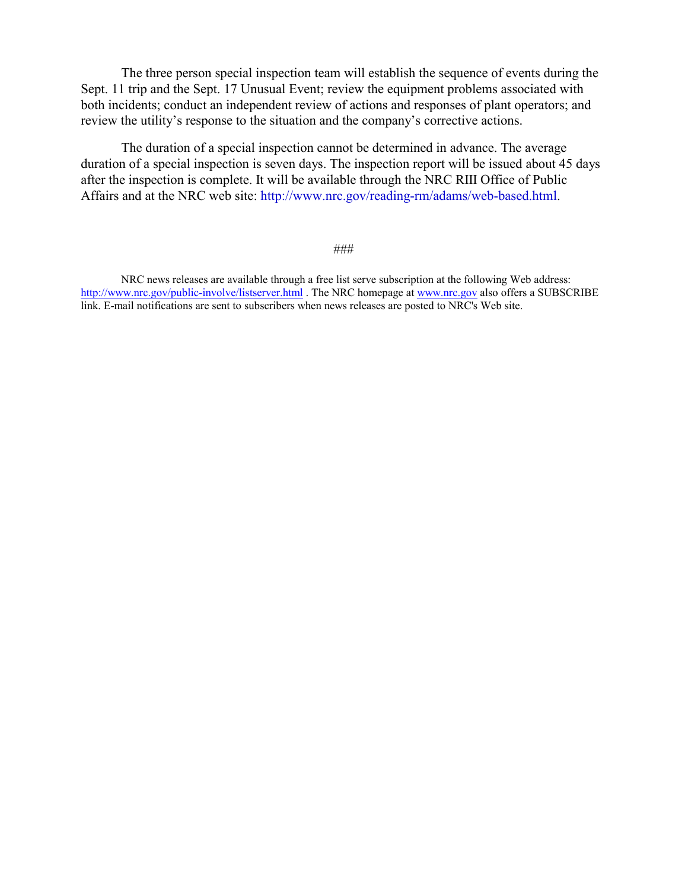The three person special inspection team will establish the sequence of events during the Sept. 11 trip and the Sept. 17 Unusual Event; review the equipment problems associated with both incidents; conduct an independent review of actions and responses of plant operators; and review the utility's response to the situation and the company's corrective actions.

The duration of a special inspection cannot be determined in advance. The average duration of a special inspection is seven days. The inspection report will be issued about 45 days after the inspection is complete. It will be available through the NRC RIII Office of Public Affairs and at the NRC web site: http://www.nrc.gov/reading-rm/adams/web-based.html.

###

NRC news releases are available through a free list serve subscription at the following Web address: http://www.nrc.gov/public-involve/listserver.html . The NRC homepage at www.nrc.gov also offers a SUBSCRIBE link. E-mail notifications are sent to subscribers when news releases are posted to NRC's Web site.